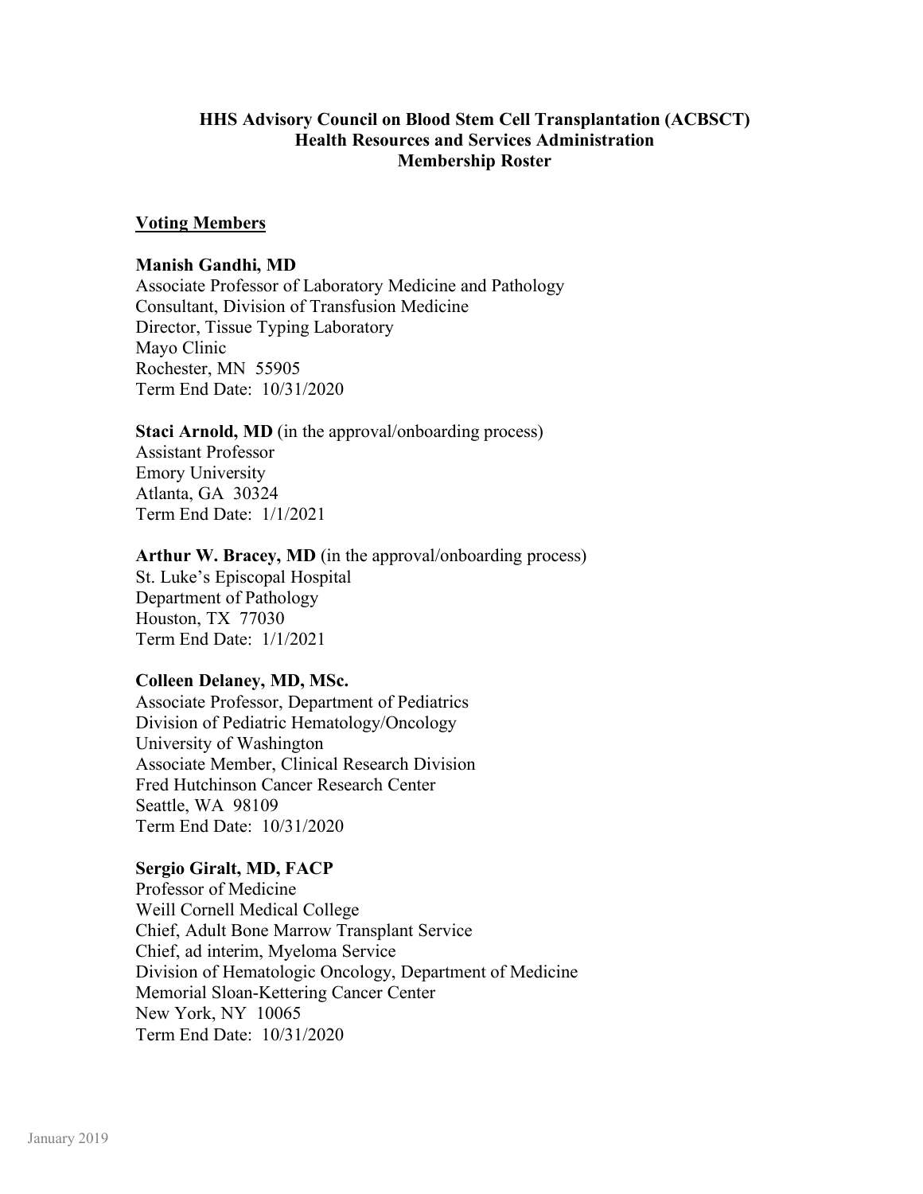**HHS Advisory Council on Blood Stem Cell Transplantation (ACBSCT)**
**Health Resources and Services Administration**
**Membership Roster**

## Voting Members

**Manish Gandhi, MD**
Associate Professor of Laboratory Medicine and Pathology
Consultant, Division of Transfusion Medicine
Director, Tissue Typing Laboratory
Mayo Clinic
Rochester, MN 55905
Term End Date: 10/31/2020

**Staci Arnold, MD** (in the approval/onboarding process)
Assistant Professor
Emory University
Atlanta, GA 30324
Term End Date: 1/1/2021

**Arthur W. Bracey, MD** (in the approval/onboarding process)
St. Luke's Episcopal Hospital
Department of Pathology
Houston, TX 77030
Term End Date: 1/1/2021

**Colleen Delaney, MD, MSc.**
Associate Professor, Department of Pediatrics
Division of Pediatric Hematology/Oncology
University of Washington
Associate Member, Clinical Research Division
Fred Hutchinson Cancer Research Center
Seattle, WA 98109
Term End Date: 10/31/2020

**Sergio Giralt, MD, FACP**
Professor of Medicine
Weill Cornell Medical College
Chief, Adult Bone Marrow Transplant Service
Chief, ad interim, Myeloma Service
Division of Hematologic Oncology, Department of Medicine
Memorial Sloan-Kettering Cancer Center
New York, NY 10065
Term End Date: 10/31/2020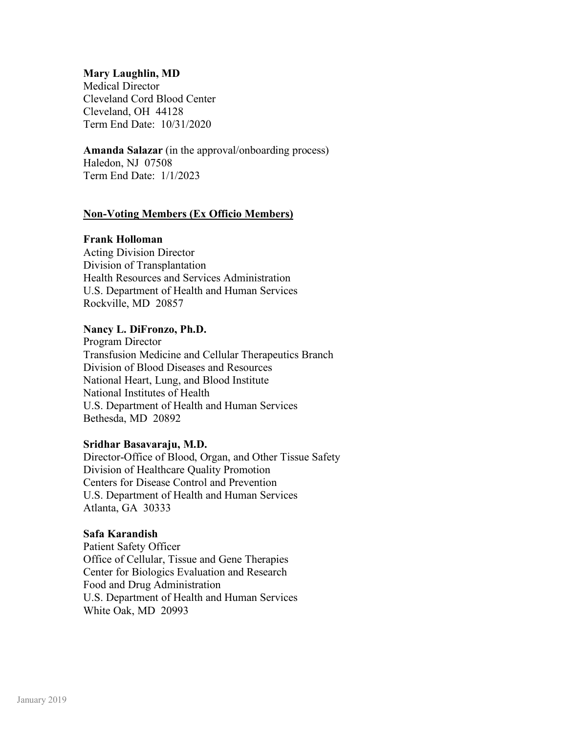**Mary Laughlin, MD**
Medical Director
Cleveland Cord Blood Center
Cleveland, OH 44128
Term End Date: 10/31/2020

**Amanda Salazar** (in the approval/onboarding process)
Haledon, NJ 07508
Term End Date: 1/1/2023

**Non-Voting Members (Ex Officio Members)**

**Frank Holloman**
Acting Division Director
Division of Transplantation
Health Resources and Services Administration
U.S. Department of Health and Human Services
Rockville, MD 20857

**Nancy L. DiFronzo, Ph.D.**
Program Director
Transfusion Medicine and Cellular Therapeutics Branch
Division of Blood Diseases and Resources
National Heart, Lung, and Blood Institute
National Institutes of Health
U.S. Department of Health and Human Services
Bethesda, MD 20892

**Sridhar Basavaraju, M.D.**
Director-Office of Blood, Organ, and Other Tissue Safety
Division of Healthcare Quality Promotion
Centers for Disease Control and Prevention
U.S. Department of Health and Human Services
Atlanta, GA 30333

**Safa Karandish**
Patient Safety Officer
Office of Cellular, Tissue and Gene Therapies
Center for Biologics Evaluation and Research
Food and Drug Administration
U.S. Department of Health and Human Services
White Oak, MD 20993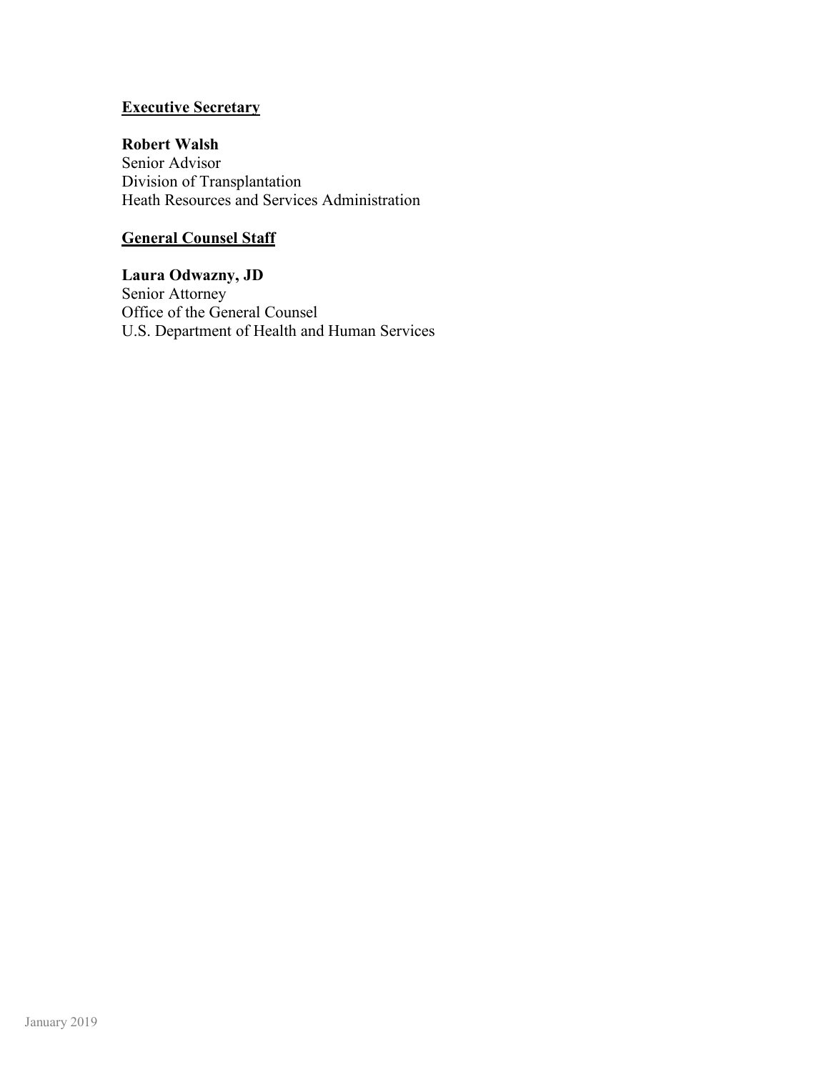**Executive Secretary**

**Robert Walsh**
Senior Advisor
Division of Transplantation
Heath Resources and Services Administration

**General Counsel Staff**

**Laura Odwazny, JD**
Senior Attorney
Office of the General Counsel
U.S. Department of Health and Human Services